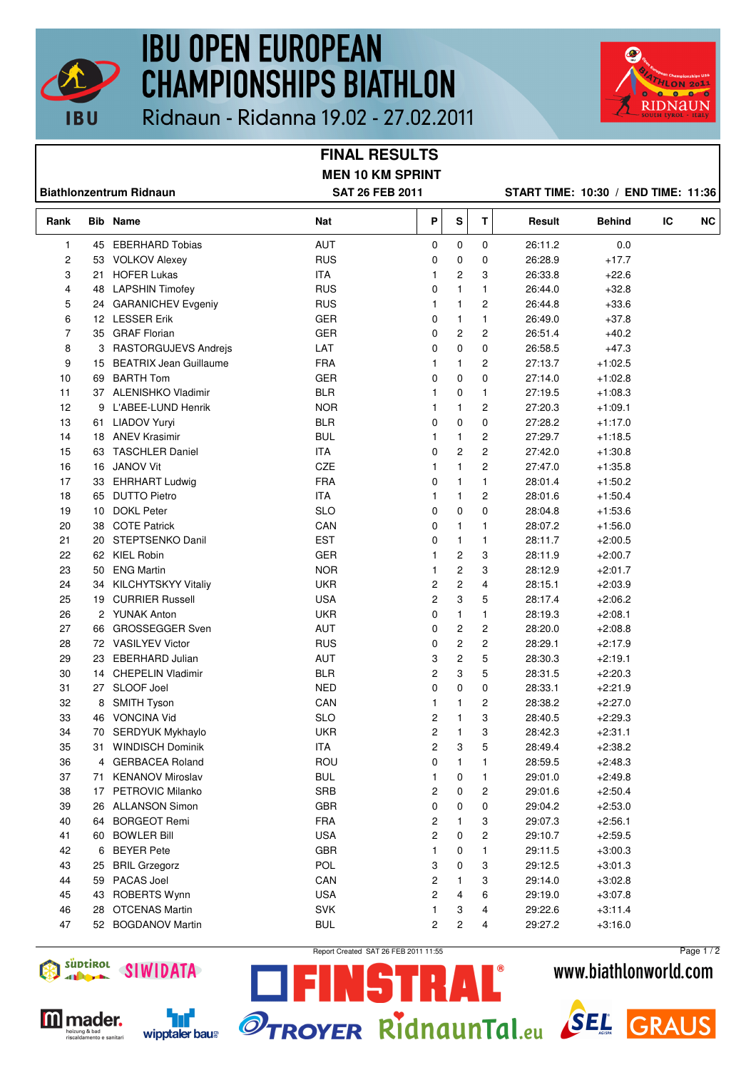# IBU OPEN EUROPEAN CHAMPIONSHIPS BIATHLON

Ridnaun - Ridanna 19.02 - 27.02.2011

## FINAL RESULTS

### MEN 10 KM SPRINT

**Biathlonzentrum Ridnaun** — **SAT 26 FEB 2011** — **START TIME: 10:30 / END TIME: 11:36**

| Rank | Bib | Name | Nat | P | S | T | Result | Behind | IC | NC |
|---|---|---|---|---|---|---|---|---|---|---|
| 1 | 45 | EBERHARD Tobias | AUT | 0 | 0 | 0 | 26:11.2 | 0.0 | | |
| 2 | 53 | VOLKOV Alexey | RUS | 0 | 0 | 0 | 26:28.9 | +17.7 | | |
| 3 | 21 | HOFER Lukas | ITA | 1 | 2 | 3 | 26:33.8 | +22.6 | | |
| 4 | 48 | LAPSHIN Timofey | RUS | 0 | 1 | 1 | 26:44.0 | +32.8 | | |
| 5 | 24 | GARANICHEV Evgeniy | RUS | 1 | 1 | 2 | 26:44.8 | +33.6 | | |
| 6 | 12 | LESSER Erik | GER | 0 | 1 | 1 | 26:49.0 | +37.8 | | |
| 7 | 35 | GRAF Florian | GER | 0 | 2 | 2 | 26:51.4 | +40.2 | | |
| 8 | 3 | RASTORGUJEVS Andrejs | LAT | 0 | 0 | 0 | 26:58.5 | +47.3 | | |
| 9 | 15 | BEATRIX Jean Guillaume | FRA | 1 | 1 | 2 | 27:13.7 | +1:02.5 | | |
| 10 | 69 | BARTH Tom | GER | 0 | 0 | 0 | 27:14.0 | +1:02.8 | | |
| 11 | 37 | ALENISHKO Vladimir | BLR | 1 | 0 | 1 | 27:19.5 | +1:08.3 | | |
| 12 | 9 | L'ABEE-LUND Henrik | NOR | 1 | 1 | 2 | 27:20.3 | +1:09.1 | | |
| 13 | 61 | LIADOV Yuryi | BLR | 0 | 0 | 0 | 27:28.2 | +1:17.0 | | |
| 14 | 18 | ANEV Krasimir | BUL | 1 | 1 | 2 | 27:29.7 | +1:18.5 | | |
| 15 | 63 | TASCHLER Daniel | ITA | 0 | 2 | 2 | 27:42.0 | +1:30.8 | | |
| 16 | 16 | JANOV Vit | CZE | 1 | 1 | 2 | 27:47.0 | +1:35.8 | | |
| 17 | 33 | EHRHART Ludwig | FRA | 0 | 1 | 1 | 28:01.4 | +1:50.2 | | |
| 18 | 65 | DUTTO Pietro | ITA | 1 | 1 | 2 | 28:01.6 | +1:50.4 | | |
| 19 | 10 | DOKL Peter | SLO | 0 | 0 | 0 | 28:04.8 | +1:53.6 | | |
| 20 | 38 | COTE Patrick | CAN | 0 | 1 | 1 | 28:07.2 | +1:56.0 | | |
| 21 | 20 | STEPTSENKO Danil | EST | 0 | 1 | 1 | 28:11.7 | +2:00.5 | | |
| 22 | 62 | KIEL Robin | GER | 1 | 2 | 3 | 28:11.9 | +2:00.7 | | |
| 23 | 50 | ENG Martin | NOR | 1 | 2 | 3 | 28:12.9 | +2:01.7 | | |
| 24 | 34 | KILCHYTSKYY Vitaliy | UKR | 2 | 2 | 4 | 28:15.1 | +2:03.9 | | |
| 25 | 19 | CURRIER Russell | USA | 2 | 3 | 5 | 28:17.4 | +2:06.2 | | |
| 26 | 2 | YUNAK Anton | UKR | 0 | 1 | 1 | 28:19.3 | +2:08.1 | | |
| 27 | 66 | GROSSEGGER Sven | AUT | 0 | 2 | 2 | 28:20.0 | +2:08.8 | | |
| 28 | 72 | VASILYEV Victor | RUS | 0 | 2 | 2 | 28:29.1 | +2:17.9 | | |
| 29 | 23 | EBERHARD Julian | AUT | 3 | 2 | 5 | 28:30.3 | +2:19.1 | | |
| 30 | 14 | CHEPELIN Vladimir | BLR | 2 | 3 | 5 | 28:31.5 | +2:20.3 | | |
| 31 | 27 | SLOOF Joel | NED | 0 | 0 | 0 | 28:33.1 | +2:21.9 | | |
| 32 | 8 | SMITH Tyson | CAN | 1 | 1 | 2 | 28:38.2 | +2:27.0 | | |
| 33 | 46 | VONCINA Vid | SLO | 2 | 1 | 3 | 28:40.5 | +2:29.3 | | |
| 34 | 70 | SERDYUK Mykhaylo | UKR | 2 | 1 | 3 | 28:42.3 | +2:31.1 | | |
| 35 | 31 | WINDISCH Dominik | ITA | 2 | 3 | 5 | 28:49.4 | +2:38.2 | | |
| 36 | 4 | GERBACEA Roland | ROU | 0 | 1 | 1 | 28:59.5 | +2:48.3 | | |
| 37 | 71 | KENANOV Miroslav | BUL | 1 | 0 | 1 | 29:01.0 | +2:49.8 | | |
| 38 | 17 | PETROVIC Milanko | SRB | 2 | 0 | 2 | 29:01.6 | +2:50.4 | | |
| 39 | 26 | ALLANSON Simon | GBR | 0 | 0 | 0 | 29:04.2 | +2:53.0 | | |
| 40 | 64 | BORGEOT Remi | FRA | 2 | 1 | 3 | 29:07.3 | +2:56.1 | | |
| 41 | 60 | BOWLER Bill | USA | 2 | 0 | 2 | 29:10.7 | +2:59.5 | | |
| 42 | 6 | BEYER Pete | GBR | 1 | 0 | 1 | 29:11.5 | +3:00.3 | | |
| 43 | 25 | BRIL Grzegorz | POL | 3 | 0 | 3 | 29:12.5 | +3:01.3 | | |
| 44 | 59 | PACAS Joel | CAN | 2 | 1 | 3 | 29:14.0 | +3:02.8 | | |
| 45 | 43 | ROBERTS Wynn | USA | 2 | 4 | 6 | 29:19.0 | +3:07.8 | | |
| 46 | 28 | OTCENAS Martin | SVK | 1 | 3 | 4 | 29:22.6 | +3:11.4 | | |
| 47 | 52 | BOGDANOV Martin | BUL | 2 | 2 | 4 | 29:27.2 | +3:16.0 | | |

Report Created SAT 26 FEB 2011 11:55

www.biathlonworld.com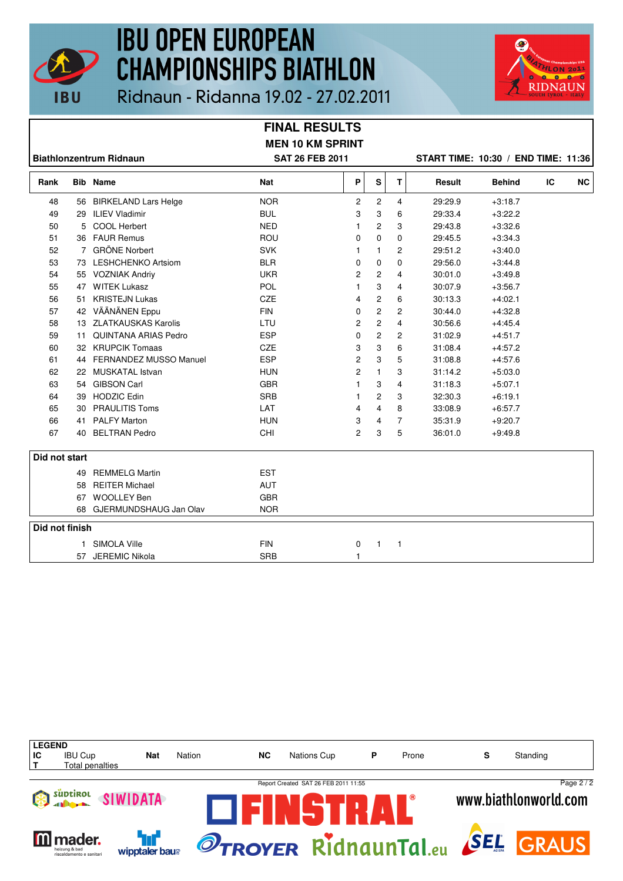# IBU OPEN EUROPEAN CHAMPIONSHIPS BIATHLON

Ridnaun - Ridanna 19.02 - 27.02.2011

## FINAL RESULTS

### MEN 10 KM SPRINT

Biathlonzentrum Ridnaun | SAT 26 FEB 2011 | START TIME: 10:30 / END TIME: 11:36

| Rank | Bib | Name | Nat | P | S | T | Result | Behind | IC | NC |
|---|---|---|---|---|---|---|---|---|---|---|
| 48 | 56 | BIRKELAND Lars Helge | NOR | 2 | 2 | 4 | 29:29.9 | +3:18.7 | | |
| 49 | 29 | ILIEV Vladimir | BUL | 3 | 3 | 6 | 29:33.4 | +3:22.2 | | |
| 50 | 5 | COOL Herbert | NED | 1 | 2 | 3 | 29:43.8 | +3:32.6 | | |
| 51 | 36 | FAUR Remus | ROU | 0 | 0 | 0 | 29:45.5 | +3:34.3 | | |
| 52 | 7 | GRÖNE Norbert | SVK | 1 | 1 | 2 | 29:51.2 | +3:40.0 | | |
| 53 | 73 | LESHCHENKO Artsiom | BLR | 0 | 0 | 0 | 29:56.0 | +3:44.8 | | |
| 54 | 55 | VOZNIAK Andriy | UKR | 2 | 2 | 4 | 30:01.0 | +3:49.8 | | |
| 55 | 47 | WITEK Lukasz | POL | 1 | 3 | 4 | 30:07.9 | +3:56.7 | | |
| 56 | 51 | KRISTEJN Lukas | CZE | 4 | 2 | 6 | 30:13.3 | +4:02.1 | | |
| 57 | 42 | VÄÄNÄNEN Eppu | FIN | 0 | 2 | 2 | 30:44.0 | +4:32.8 | | |
| 58 | 13 | ZLATKAUSKAS Karolis | LTU | 2 | 2 | 4 | 30:56.6 | +4:45.4 | | |
| 59 | 11 | QUINTANA ARIAS Pedro | ESP | 0 | 2 | 2 | 31:02.9 | +4:51.7 | | |
| 60 | 32 | KRUPCIK Tomaas | CZE | 3 | 3 | 6 | 31:08.4 | +4:57.2 | | |
| 61 | 44 | FERNANDEZ MUSSO Manuel | ESP | 2 | 3 | 5 | 31:08.8 | +4:57.6 | | |
| 62 | 22 | MUSKATAL Istvan | HUN | 2 | 1 | 3 | 31:14.2 | +5:03.0 | | |
| 63 | 54 | GIBSON Carl | GBR | 1 | 3 | 4 | 31:18.3 | +5:07.1 | | |
| 64 | 39 | HODZIC Edin | SRB | 1 | 2 | 3 | 32:30.3 | +6:19.1 | | |
| 65 | 30 | PRAULITIS Toms | LAT | 4 | 4 | 8 | 33:08.9 | +6:57.7 | | |
| 66 | 41 | PALFY Marton | HUN | 3 | 4 | 7 | 35:31.9 | +9:20.7 | | |
| 67 | 40 | BELTRAN Pedro | CHI | 2 | 3 | 5 | 36:01.0 | +9:49.8 | | |

**Did not start**

| Bib | Name | Nat |
|---|---|---|
| 49 | REMMELG Martin | EST |
| 58 | REITER Michael | AUT |
| 67 | WOOLLEY Ben | GBR |
| 68 | GJERMUNDSHAUG Jan Olav | NOR |

**Did not finish**

| Bib | Name | Nat | P | S | T |
|---|---|---|---|---|---|
| 1 | SIMOLA Ville | FIN | 0 | 1 | 1 |
| 57 | JEREMIC Nikola | SRB | 1 | | |

**LEGEND**

IC IBU Cup | Nat Nation | NC Nations Cup | P Prone | S Standing
T Total penalties

Report Created SAT 26 FEB 2011 11:55

www.biathlonworld.com